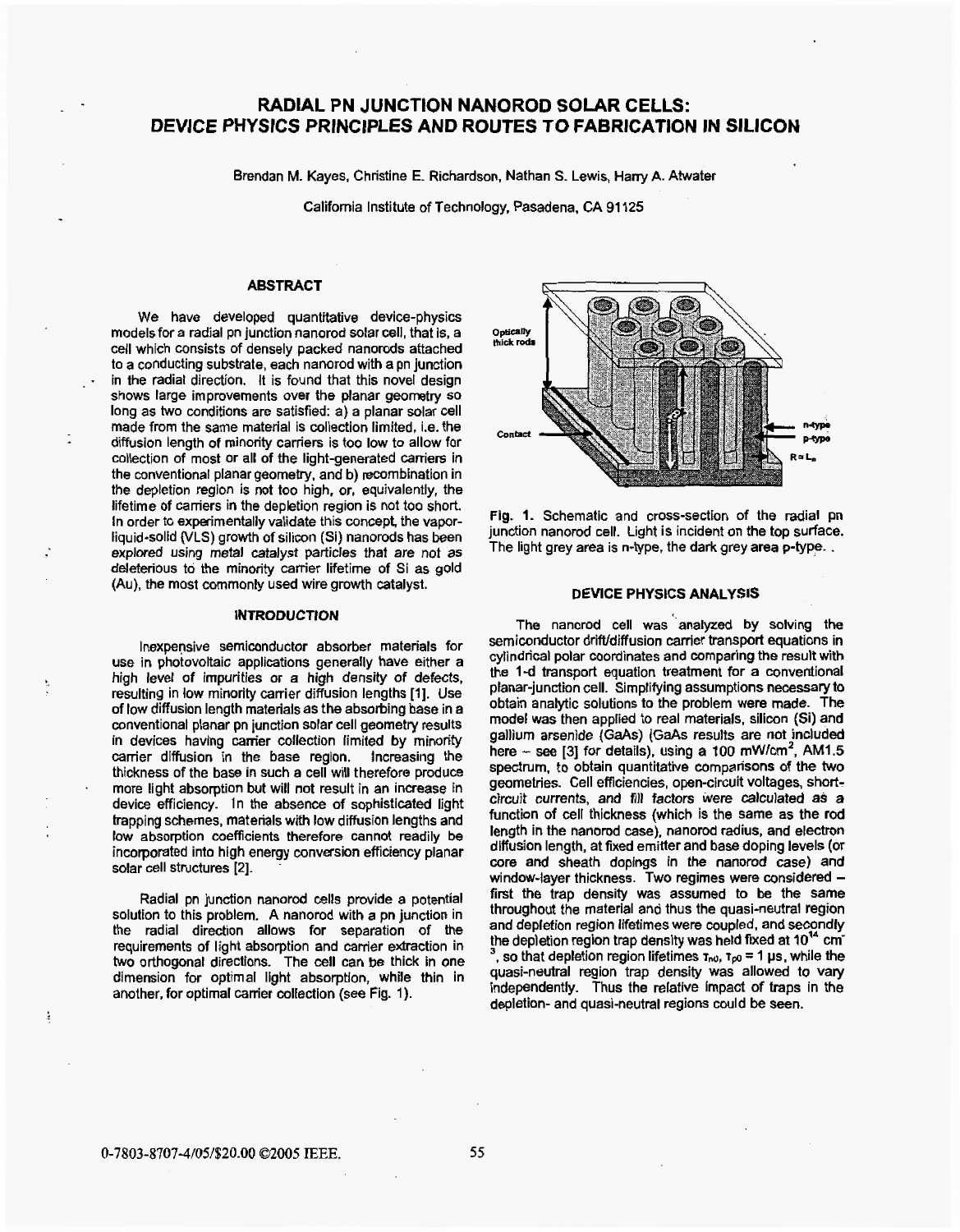# RADIAL PN JUNCTION NANOROD SOLAR CELLS: DEVICE PHYSICS PRINCIPLES AND ROUTES TO FABRICATION IN SILICON

Brendan M. Kayes, Christine E. Richardson, Nathan S. Lewis, Harry A. Atwater

California Institute of Technology, Pasadena, CA 91125

## ABSTRACT

We have developed quantitative device-physics models for a radial pn junction nanorod solar cell, that is, a cell which consists of densely packed nanorods attached to a conducting substrate, each nanorod with a pn junction in the radial direction. It is found that this novel design shows large improvements over the planar geometry so long as two conditions are satisfied: a) a planar solar cell made from the same material is collection limited, i.e. the diffusion length of minority carriers is too low to allow for collection of most or all of the light-generated carriers in the conventional planar geometry, and b) recombination in the depletion region is not too high, or, equivalently, the lifetime of carriers in the depletion region is not too short. In order to experimentally validate this concept, the vapor-liquid-solid (VLS) growth of silicon (Si) nanorods has been explored using metal catalyst particles that are not as deleterious to the minority carrier lifetime of Si as gold (Au), the most commonly used wire growth catalyst.

## INTRODUCTION

Inexpensive semiconductor absorber materials for use in photovoltaic applications generally have either a high level of impurities or a high density of defects, resulting in low minority carrier diffusion lengths [1]. Use of low diffusion length materials as the absorbing base in a conventional planar pn junction solar cell geometry results in devices having carrier collection limited by minority carrier diffusion in the base region. Increasing the thickness of the base in such a cell will therefore produce more light absorption but will not result in an increase in device efficiency. In the absence of sophisticated light trapping schemes, materials with low diffusion lengths and low absorption coefficients therefore cannot readily be incorporated into high energy conversion efficiency planar solar cell structures [2].

Radial pn junction nanorod cells provide a potential solution to this problem. A nanorod with a pn junction in the radial direction allows for separation of the requirements of light absorption and carrier extraction in two orthogonal directions. The cell can be thick in one dimension for optimal light absorption, while thin in another, for optimal carrier collection (see Fig. 1).

Fig. 1. Schematic and cross-section of the radial pn junction nanorod cell. Light is incident on the top surface. The light grey area is n-type, the dark grey area p-type.

## DEVICE PHYSICS ANALYSIS

The nanorod cell was analyzed by solving the semiconductor drift/diffusion carrier transport equations in cylindrical polar coordinates and comparing the result with the 1-d transport equation treatment for a conventional planar-junction cell. Simplifying assumptions necessary to obtain analytic solutions to the problem were made. The model was then applied to real materials, silicon (Si) and gallium arsenide (GaAs) (GaAs results are not included here – see [3] for details), using a 100 mW/cm$^2$, AM1.5 spectrum, to obtain quantitative comparisons of the two geometries. Cell efficiencies, open-circuit voltages, short-circuit currents, and fill factors were calculated as a function of cell thickness (which is the same as the rod length in the nanorod case), nanorod radius, and electron diffusion length, at fixed emitter and base doping levels (or core and sheath dopings in the nanorod case) and window-layer thickness. Two regimes were considered – first the trap density was assumed to be the same throughout the material and thus the quasi-neutral region and depletion region lifetimes were coupled, and secondly the depletion region trap density was held fixed at $10^{14}$ cm$^{-3}$, so that depletion region lifetimes $\tau_{n0}$, $\tau_{p0}$ = 1 µs, while the quasi-neutral region trap density was allowed to vary independently. Thus the relative impact of traps in the depletion- and quasi-neutral regions could be seen.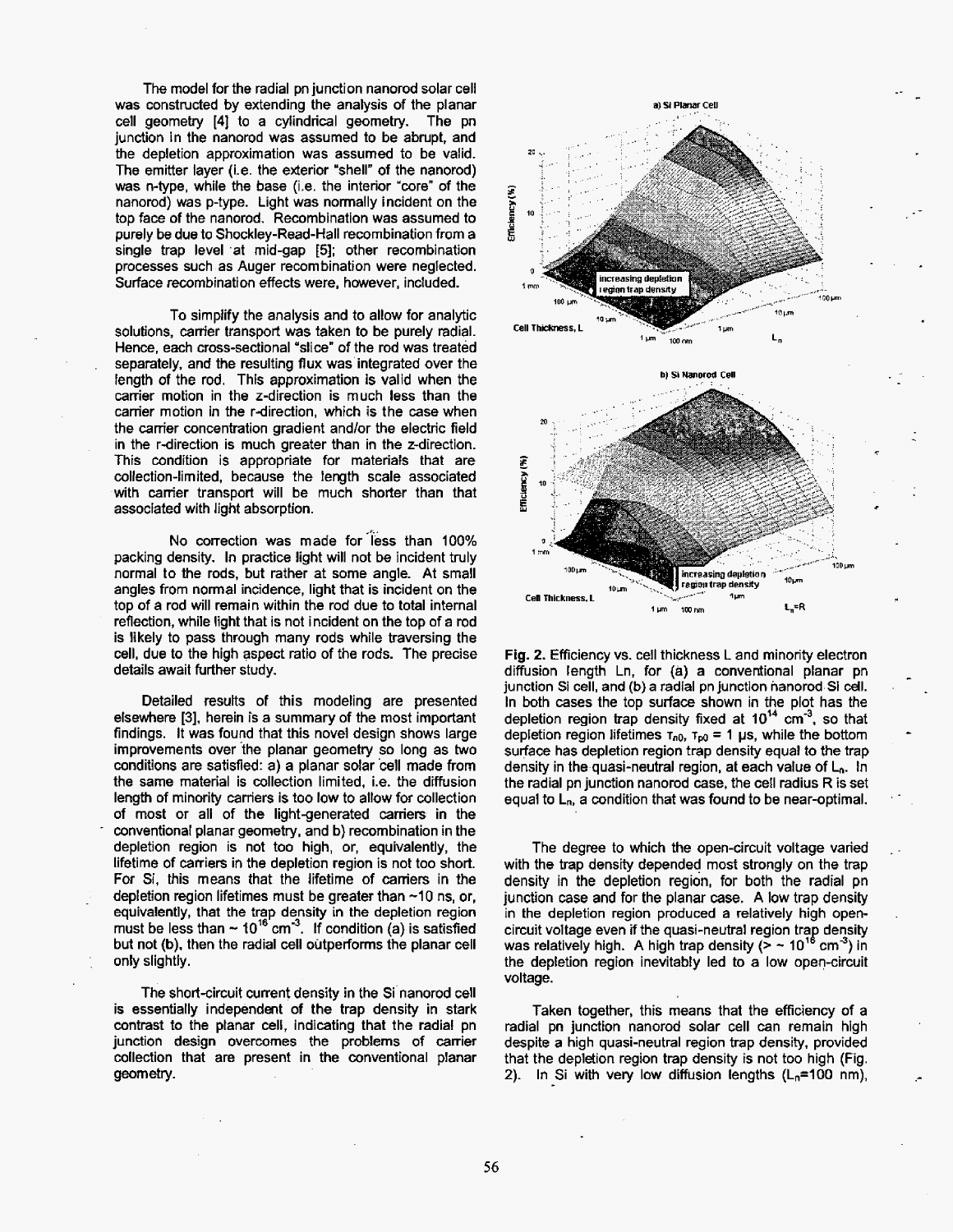The model for the radial pn junction nanorod solar cell was constructed by extending the analysis of the planar cell geometry [4] to a cylindrical geometry. The pn junction in the nanorod was assumed to be abrupt, and the depletion approximation was assumed to be valid. The emitter layer (i.e. the exterior "shell" of the nanorod) was n-type, while the base (i.e. the interior "core" of the nanorod) was p-type. Light was normally incident on the top face of the nanorod. Recombination was assumed to purely be due to Shockley-Read-Hall recombination from a single trap level at mid-gap [5]; other recombination processes such as Auger recombination were neglected. Surface recombination effects were, however, included.

To simplify the analysis and to allow for analytic solutions, carrier transport was taken to be purely radial. Hence, each cross-sectional "slice" of the rod was treated separately, and the resulting flux was integrated over the length of the rod. This approximation is valid when the carrier motion in the z-direction is much less than the carrier motion in the r-direction, which is the case when the carrier concentration gradient and/or the electric field in the r-direction is much greater than in the z-direction. This condition is appropriate for materials that are collection-limited, because the length scale associated with carrier transport will be much shorter than that associated with light absorption.

No correction was made for less than 100% packing density. In practice light will not be incident truly normal to the rods, but rather at some angle. At small angles from normal incidence, light that is incident on the top of a rod will remain within the rod due to total internal reflection, while light that is not incident on the top of a rod is likely to pass through many rods while traversing the cell, due to the high aspect ratio of the rods. The precise details await further study.

Detailed results of this modeling are presented elsewhere [3], herein is a summary of the most important findings. It was found that this novel design shows large improvements over the planar geometry so long as two conditions are satisfied: a) a planar solar cell made from the same material is collection limited, i.e. the diffusion length of minority carriers is too low to allow for collection of most or all of the light-generated carriers in the conventional planar geometry, and b) recombination in the depletion region is not too high, or, equivalently, the lifetime of carriers in the depletion region is not too short. For Si, this means that the lifetime of carriers in the depletion region lifetimes must be greater than ~10 ns, or, equivalently, that the trap density in the depletion region must be less than ~ $10^{16}$ $cm^{-3}$. If condition (a) is satisfied but not (b), then the radial cell outperforms the planar cell only slightly.

The short-circuit current density in the Si nanorod cell is essentially independent of the trap density in stark contrast to the planar cell, indicating that the radial pn junction design overcomes the problems of carrier collection that are present in the conventional planar geometry.

**Fig. 2.** Efficiency vs. cell thickness L and minority electron diffusion length Ln, for (a) a conventional planar pn junction Si cell, and (b) a radial pn junction nanorod Si cell. In both cases the top surface shown in the plot has the depletion region trap density fixed at $10^{14}$ $cm^{-3}$, so that depletion region lifetimes $\tau_{n0}$, $\tau_{p0}$ = 1 μs, while the bottom surface has depletion region trap density equal to the trap density in the quasi-neutral region, at each value of $L_n$. In the radial pn junction nanorod case, the cell radius R is set equal to $L_n$, a condition that was found to be near-optimal.

The degree to which the open-circuit voltage varied with the trap density depended most strongly on the trap density in the depletion region, for both the radial pn junction case and for the planar case. A low trap density in the depletion region produced a relatively high open-circuit voltage even if the quasi-neutral region trap density was relatively high. A high trap density (> ~ $10^{16}$ $cm^{-3}$) in the depletion region inevitably led to a low open-circuit voltage.

Taken together, this means that the efficiency of a radial pn junction nanorod solar cell can remain high despite a high quasi-neutral region trap density, provided that the depletion region trap density is not too high (Fig. 2). In Si with very low diffusion lengths ($L_n$=100 nm),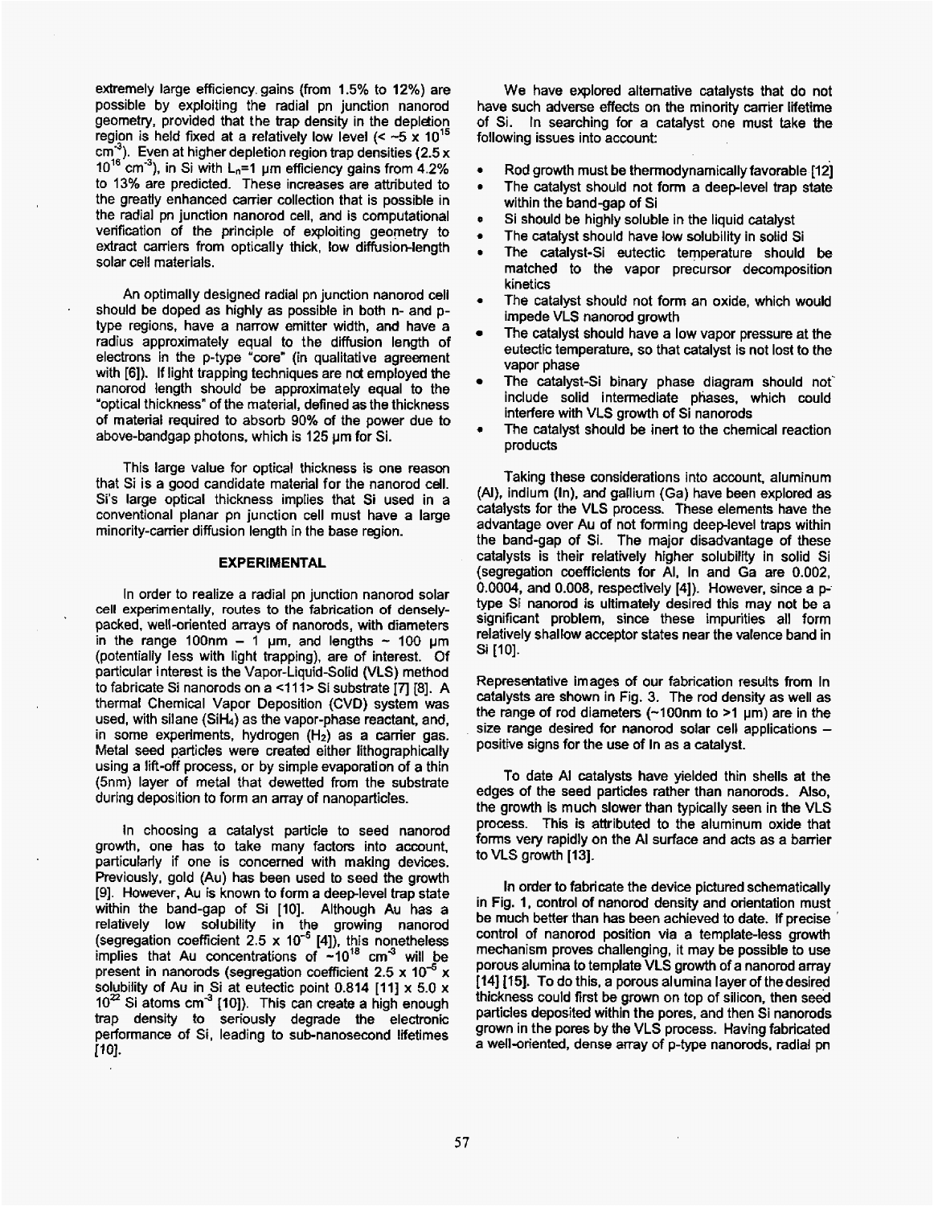extremely large efficiency gains (from 1.5% to 12%) are possible by exploiting the radial pn junction nanorod geometry, provided that the trap density in the depletion region is held fixed at a relatively low level (< ~5 x $10^{15}$ $cm^{-3}$). Even at higher depletion region trap densities (2.5 x $10^{16}$ $cm^{-3}$), in Si with $L_n$=1 μm efficiency gains from 4.2% to 13% are predicted. These increases are attributed to the greatly enhanced carrier collection that is possible in the radial pn junction nanorod cell, and is computational verification of the principle of exploiting geometry to extract carriers from optically thick, low diffusion-length solar cell materials.

An optimally designed radial pn junction nanorod cell should be doped as highly as possible in both n- and p-type regions, have a narrow emitter width, and have a radius approximately equal to the diffusion length of electrons in the p-type "core" (in qualitative agreement with [6]). If light trapping techniques are not employed the nanorod length should be approximately equal to the "optical thickness" of the material, defined as the thickness of material required to absorb 90% of the power due to above-bandgap photons, which is 125 μm for Si.

This large value for optical thickness is one reason that Si is a good candidate material for the nanorod cell. Si's large optical thickness implies that Si used in a conventional planar pn junction cell must have a large minority-carrier diffusion length in the base region.

## EXPERIMENTAL

In order to realize a radial pn junction nanorod solar cell experimentally, routes to the fabrication of densely-packed, well-oriented arrays of nanorods, with diameters in the range 100nm – 1 μm, and lengths ~ 100 μm (potentially less with light trapping), are of interest. Of particular interest is the Vapor-Liquid-Solid (VLS) method to fabricate Si nanorods on a <111> Si substrate [7] [8]. A thermal Chemical Vapor Deposition (CVD) system was used, with silane ($SiH_4$) as the vapor-phase reactant, and, in some experiments, hydrogen ($H_2$) as a carrier gas. Metal seed particles were created either lithographically using a lift-off process, or by simple evaporation of a thin (5nm) layer of metal that dewetted from the substrate during deposition to form an array of nanoparticles.

In choosing a catalyst particle to seed nanorod growth, one has to take many factors into account, particularly if one is concerned with making devices. Previously, gold (Au) has been used to seed the growth [9]. However, Au is known to form a deep-level trap state within the band-gap of Si [10]. Although Au has a relatively low solubility in the growing nanorod (segregation coefficient 2.5 x $10^{-5}$ [4]), this nonetheless implies that Au concentrations of ~$10^{18}$ $cm^{-3}$ will be present in nanorods (segregation coefficient 2.5 x $10^{-5}$ x solubility of Au in Si at eutectic point 0.814 [11] x 5.0 x $10^{22}$ Si atoms $cm^{-3}$ [10]). This can create a high enough trap density to seriously degrade the electronic performance of Si, leading to sub-nanosecond lifetimes [10].

We have explored alternative catalysts that do not have such adverse effects on the minority carrier lifetime of Si. In searching for a catalyst one must take the following issues into account:

- Rod growth must be thermodynamically favorable [12]
- The catalyst should not form a deep-level trap state within the band-gap of Si
- Si should be highly soluble in the liquid catalyst
- The catalyst should have low solubility in solid Si
- The catalyst-Si eutectic temperature should be matched to the vapor precursor decomposition kinetics
- The catalyst should not form an oxide, which would impede VLS nanorod growth
- The catalyst should have a low vapor pressure at the eutectic temperature, so that catalyst is not lost to the vapor phase
- The catalyst-Si binary phase diagram should not include solid intermediate phases, which could interfere with VLS growth of Si nanorods
- The catalyst should be inert to the chemical reaction products

Taking these considerations into account, aluminum (Al), indium (In), and gallium (Ga) have been explored as catalysts for the VLS process. These elements have the advantage over Au of not forming deep-level traps within the band-gap of Si. The major disadvantage of these catalysts is their relatively higher solubility in solid Si (segregation coefficients for Al, In and Ga are 0.002, 0.0004, and 0.008, respectively [4]). However, since a p-type Si nanorod is ultimately desired this may not be a significant problem, since these impurities all form relatively shallow acceptor states near the valence band in Si [10].

Representative images of our fabrication results from In catalysts are shown in Fig. 3. The rod density as well as the range of rod diameters (~100nm to >1 μm) are in the size range desired for nanorod solar cell applications – positive signs for the use of In as a catalyst.

To date Al catalysts have yielded thin shells at the edges of the seed particles rather than nanorods. Also, the growth is much slower than typically seen in the VLS process. This is attributed to the aluminum oxide that forms very rapidly on the Al surface and acts as a barrier to VLS growth [13].

In order to fabricate the device pictured schematically in Fig. 1, control of nanorod density and orientation must be much better than has been achieved to date. If precise control of nanorod position via a template-less growth mechanism proves challenging, it may be possible to use porous alumina to template VLS growth of a nanorod array [14] [15]. To do this, a porous alumina layer of the desired thickness could first be grown on top of silicon, then seed particles deposited within the pores, and then Si nanorods grown in the pores by the VLS process. Having fabricated a well-oriented, dense array of p-type nanorods, radial pn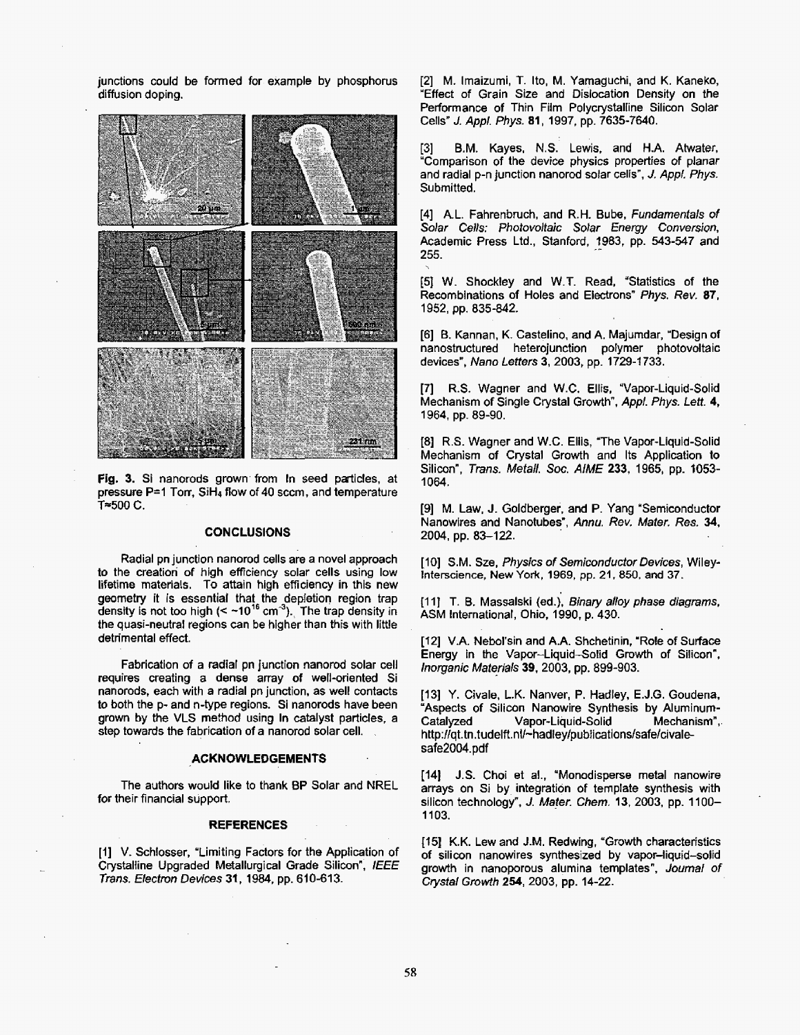junctions could be formed for example by phosphorus diffusion doping.

Fig. 3. Si nanorods grown from In seed particles, at pressure P=1 Torr, $SiH_4$ flow of 40 sccm, and temperature T≈500 C.

## CONCLUSIONS

Radial pn junction nanorod cells are a novel approach to the creation of high efficiency solar cells using low lifetime materials. To attain high efficiency in this new geometry it is essential that the depletion region trap density is not too high (< ~$10^{16}$ $cm^{-3}$). The trap density in the quasi-neutral regions can be higher than this with little detrimental effect.

Fabrication of a radial pn junction nanorod solar cell requires creating a dense array of well-oriented Si nanorods, each with a radial pn junction, as well contacts to both the p- and n-type regions. Si nanorods have been grown by the VLS method using In catalyst particles, a step towards the fabrication of a nanorod solar cell.

## ACKNOWLEDGEMENTS

The authors would like to thank BP Solar and NREL for their financial support.

## REFERENCES

[1] V. Schlosser, "Limiting Factors for the Application of Crystalline Upgraded Metallurgical Grade Silicon", *IEEE Trans. Electron Devices* **31**, 1984, pp. 610-613.

[2] M. Imaizumi, T. Ito, M. Yamaguchi, and K. Kaneko, "Effect of Grain Size and Dislocation Density on the Performance of Thin Film Polycrystalline Silicon Solar Cells" *J. Appl. Phys.* **81**, 1997, pp. 7635-7640.

[3] B.M. Kayes, N.S. Lewis, and H.A. Atwater, "Comparison of the device physics properties of planar and radial p-n junction nanorod solar cells", *J. Appl. Phys.* Submitted.

[4] A.L. Fahrenbruch, and R.H. Bube, *Fundamentals of Solar Cells: Photovoltaic Solar Energy Conversion*, Academic Press Ltd., Stanford, 1983, pp. 543-547 and 255.

[5] W. Shockley and W.T. Read, "Statistics of the Recombinations of Holes and Electrons" *Phys. Rev.* **87**, 1952, pp. 835-842.

[6] B. Kannan, K. Castelino, and A. Majumdar, "Design of nanostructured heterojunction polymer photovoltaic devices", *Nano Letters* **3**, 2003, pp. 1729-1733.

[7] R.S. Wagner and W.C. Ellis, "Vapor-Liquid-Solid Mechanism of Single Crystal Growth", *Appl. Phys. Lett.* **4**, 1964, pp. 89-90.

[8] R.S. Wagner and W.C. Ellis, "The Vapor-Liquid-Solid Mechanism of Crystal Growth and Its Application to Silicon", *Trans. Metall. Soc. AIME* **233**, 1965, pp. 1053-1064.

[9] M. Law, J. Goldberger, and P. Yang "Semiconductor Nanowires and Nanotubes", *Annu. Rev. Mater. Res.* **34**, 2004, pp. 83–122.

[10] S.M. Sze, *Physics of Semiconductor Devices*, Wiley-Interscience, New York, 1969, pp. 21, 850, and 37.

[11] T. B. Massalski (ed.), *Binary alloy phase diagrams*, ASM International, Ohio, 1990, p. 430.

[12] V.A. Nebol'sin and A.A. Shchetinin, "Role of Surface Energy in the Vapor–Liquid–Solid Growth of Silicon", *Inorganic Materials* **39**, 2003, pp. 899-903.

[13] Y. Civale, L.K. Nanver, P. Hadley, E.J.G. Goudena, "Aspects of Silicon Nanowire Synthesis by Aluminum-Catalyzed Vapor-Liquid-Solid Mechanism", http://qt.tn.tudelft.nl/~hadley/publications/safe/civale-safe2004.pdf

[14] J.S. Choi et al., "Monodisperse metal nanowire arrays on Si by integration of template synthesis with silicon technology", *J. Mater. Chem.* **13**, 2003, pp. 1100–1103.

[15] K.K. Lew and J.M. Redwing, "Growth characteristics of silicon nanowires synthesized by vapor–liquid–solid growth in nanoporous alumina templates", *Journal of Crystal Growth* **254**, 2003, pp. 14-22.